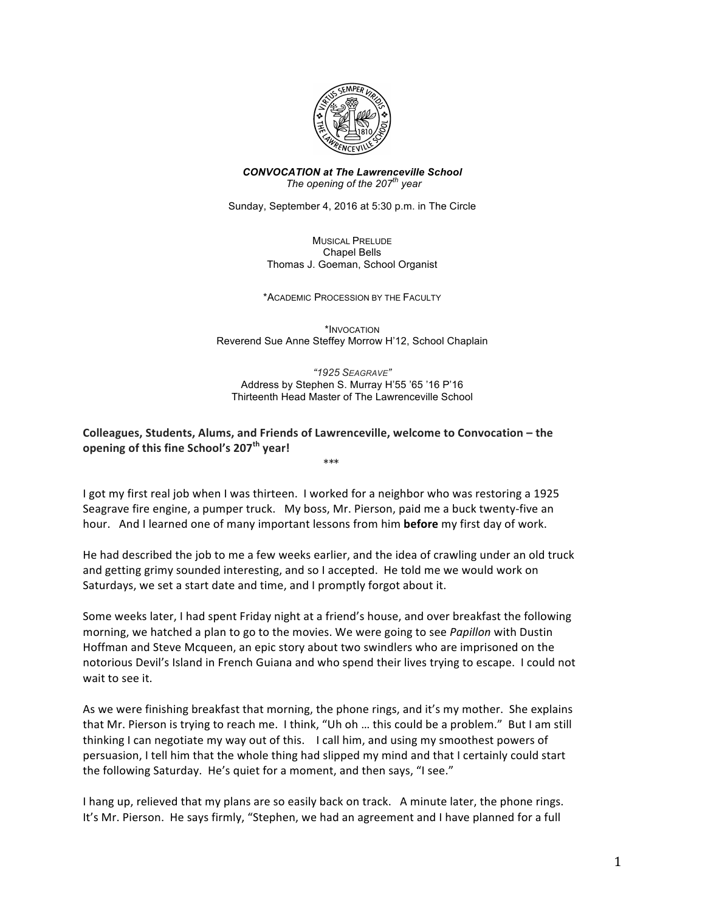**_CONVOCATION at The Lawrenceville School_**
*The opening of the 207th year*

Sunday, September 4, 2016 at 5:30 p.m. in The Circle

MUSICAL PRELUDE
Chapel Bells
Thomas J. Goeman, School Organist

*ACADEMIC PROCESSION BY THE FACULTY

*INVOCATION
Reverend Sue Anne Steffey Morrow H'12, School Chaplain

*"1925 SEAGRAVE"*
Address by Stephen S. Murray H'55 '65 '16 P'16
Thirteenth Head Master of The Lawrenceville School

**Colleagues, Students, Alums, and Friends of Lawrenceville, welcome to Convocation – the opening of this fine School's 207th year!**

***

I got my first real job when I was thirteen. I worked for a neighbor who was restoring a 1925 Seagrave fire engine, a pumper truck. My boss, Mr. Pierson, paid me a buck twenty-five an hour. And I learned one of many important lessons from him **before** my first day of work.

He had described the job to me a few weeks earlier, and the idea of crawling under an old truck and getting grimy sounded interesting, and so I accepted. He told me we would work on Saturdays, we set a start date and time, and I promptly forgot about it.

Some weeks later, I had spent Friday night at a friend's house, and over breakfast the following morning, we hatched a plan to go to the movies. We were going to see *Papillon* with Dustin Hoffman and Steve Mcqueen, an epic story about two swindlers who are imprisoned on the notorious Devil's Island in French Guiana and who spend their lives trying to escape. I could not wait to see it.

As we were finishing breakfast that morning, the phone rings, and it's my mother. She explains that Mr. Pierson is trying to reach me. I think, "Uh oh … this could be a problem." But I am still thinking I can negotiate my way out of this. I call him, and using my smoothest powers of persuasion, I tell him that the whole thing had slipped my mind and that I certainly could start the following Saturday. He's quiet for a moment, and then says, "I see."

I hang up, relieved that my plans are so easily back on track. A minute later, the phone rings. It's Mr. Pierson. He says firmly, "Stephen, we had an agreement and I have planned for a full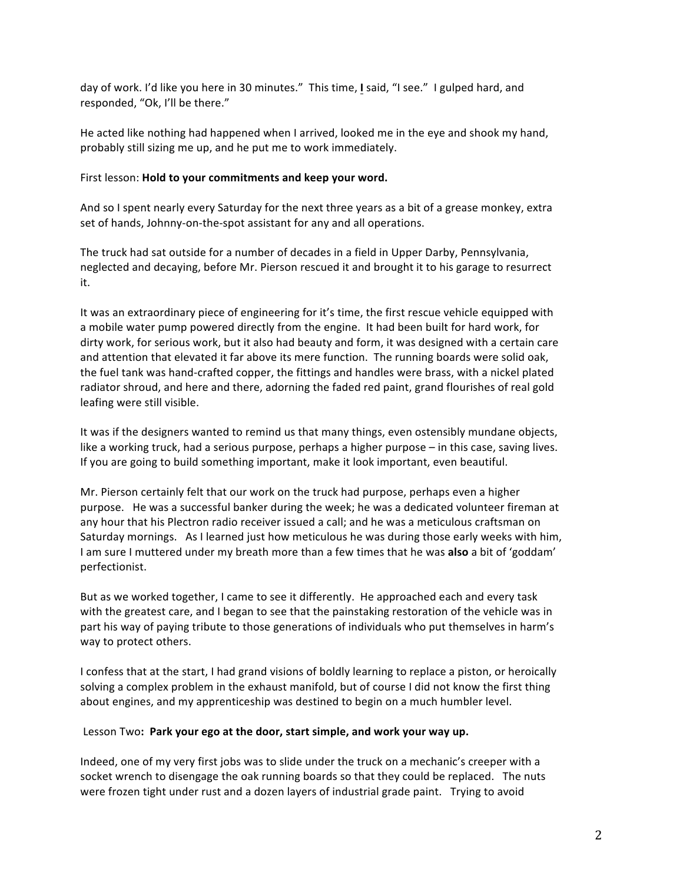day of work. I'd like you here in 30 minutes." This time, **I** said, "I see." I gulped hard, and responded, "Ok, I'll be there."

He acted like nothing had happened when I arrived, looked me in the eye and shook my hand, probably still sizing me up, and he put me to work immediately.

First lesson: **Hold to your commitments and keep your word.**

And so I spent nearly every Saturday for the next three years as a bit of a grease monkey, extra set of hands, Johnny-on-the-spot assistant for any and all operations.

The truck had sat outside for a number of decades in a field in Upper Darby, Pennsylvania, neglected and decaying, before Mr. Pierson rescued it and brought it to his garage to resurrect it.

It was an extraordinary piece of engineering for it's time, the first rescue vehicle equipped with a mobile water pump powered directly from the engine. It had been built for hard work, for dirty work, for serious work, but it also had beauty and form, it was designed with a certain care and attention that elevated it far above its mere function. The running boards were solid oak, the fuel tank was hand-crafted copper, the fittings and handles were brass, with a nickel plated radiator shroud, and here and there, adorning the faded red paint, grand flourishes of real gold leafing were still visible.

It was if the designers wanted to remind us that many things, even ostensibly mundane objects, like a working truck, had a serious purpose, perhaps a higher purpose – in this case, saving lives. If you are going to build something important, make it look important, even beautiful.

Mr. Pierson certainly felt that our work on the truck had purpose, perhaps even a higher purpose. He was a successful banker during the week; he was a dedicated volunteer fireman at any hour that his Plectron radio receiver issued a call; and he was a meticulous craftsman on Saturday mornings. As I learned just how meticulous he was during those early weeks with him, I am sure I muttered under my breath more than a few times that he was **also** a bit of 'goddam' perfectionist.

But as we worked together, I came to see it differently. He approached each and every task with the greatest care, and I began to see that the painstaking restoration of the vehicle was in part his way of paying tribute to those generations of individuals who put themselves in harm's way to protect others.

I confess that at the start, I had grand visions of boldly learning to replace a piston, or heroically solving a complex problem in the exhaust manifold, but of course I did not know the first thing about engines, and my apprenticeship was destined to begin on a much humbler level.

Lesson Two**: Park your ego at the door, start simple, and work your way up.**

Indeed, one of my very first jobs was to slide under the truck on a mechanic's creeper with a socket wrench to disengage the oak running boards so that they could be replaced. The nuts were frozen tight under rust and a dozen layers of industrial grade paint. Trying to avoid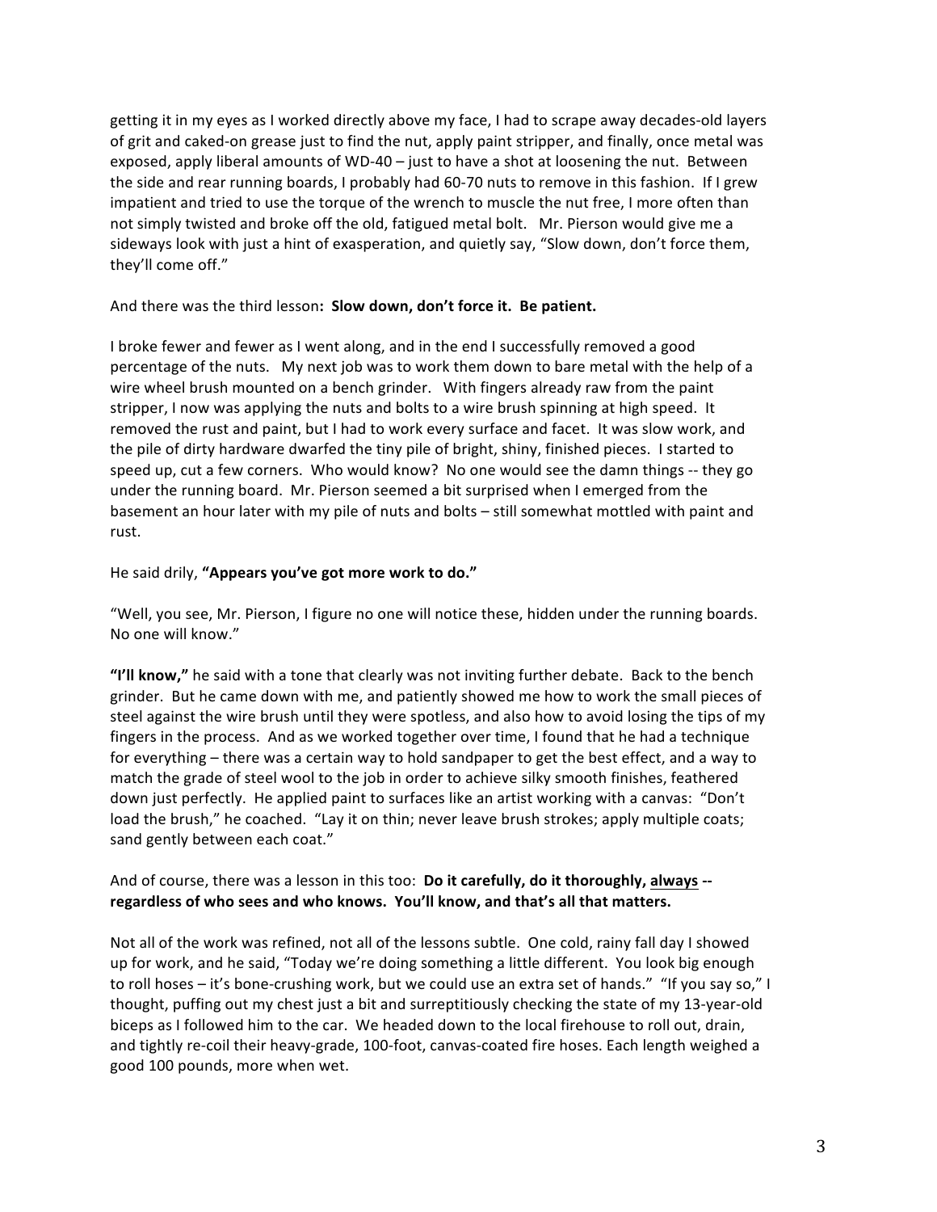getting it in my eyes as I worked directly above my face, I had to scrape away decades-old layers of grit and caked-on grease just to find the nut, apply paint stripper, and finally, once metal was exposed, apply liberal amounts of WD-40 – just to have a shot at loosening the nut. Between the side and rear running boards, I probably had 60-70 nuts to remove in this fashion. If I grew impatient and tried to use the torque of the wrench to muscle the nut free, I more often than not simply twisted and broke off the old, fatigued metal bolt. Mr. Pierson would give me a sideways look with just a hint of exasperation, and quietly say, "Slow down, don't force them, they'll come off."

And there was the third lesson**: Slow down, don't force it. Be patient.**

I broke fewer and fewer as I went along, and in the end I successfully removed a good percentage of the nuts. My next job was to work them down to bare metal with the help of a wire wheel brush mounted on a bench grinder. With fingers already raw from the paint stripper, I now was applying the nuts and bolts to a wire brush spinning at high speed. It removed the rust and paint, but I had to work every surface and facet. It was slow work, and the pile of dirty hardware dwarfed the tiny pile of bright, shiny, finished pieces. I started to speed up, cut a few corners. Who would know? No one would see the damn things -- they go under the running board. Mr. Pierson seemed a bit surprised when I emerged from the basement an hour later with my pile of nuts and bolts – still somewhat mottled with paint and rust.

He said drily, **"Appears you've got more work to do."**

"Well, you see, Mr. Pierson, I figure no one will notice these, hidden under the running boards. No one will know."

**"I'll know,"** he said with a tone that clearly was not inviting further debate. Back to the bench grinder. But he came down with me, and patiently showed me how to work the small pieces of steel against the wire brush until they were spotless, and also how to avoid losing the tips of my fingers in the process. And as we worked together over time, I found that he had a technique for everything – there was a certain way to hold sandpaper to get the best effect, and a way to match the grade of steel wool to the job in order to achieve silky smooth finishes, feathered down just perfectly. He applied paint to surfaces like an artist working with a canvas: "Don't load the brush," he coached. "Lay it on thin; never leave brush strokes; apply multiple coats; sand gently between each coat."

And of course, there was a lesson in this too: **Do it carefully, do it thoroughly, <u>always</u> -- regardless of who sees and who knows. You'll know, and that's all that matters.**

Not all of the work was refined, not all of the lessons subtle. One cold, rainy fall day I showed up for work, and he said, "Today we're doing something a little different. You look big enough to roll hoses – it's bone-crushing work, but we could use an extra set of hands." "If you say so," I thought, puffing out my chest just a bit and surreptitiously checking the state of my 13-year-old biceps as I followed him to the car. We headed down to the local firehouse to roll out, drain, and tightly re-coil their heavy-grade, 100-foot, canvas-coated fire hoses. Each length weighed a good 100 pounds, more when wet.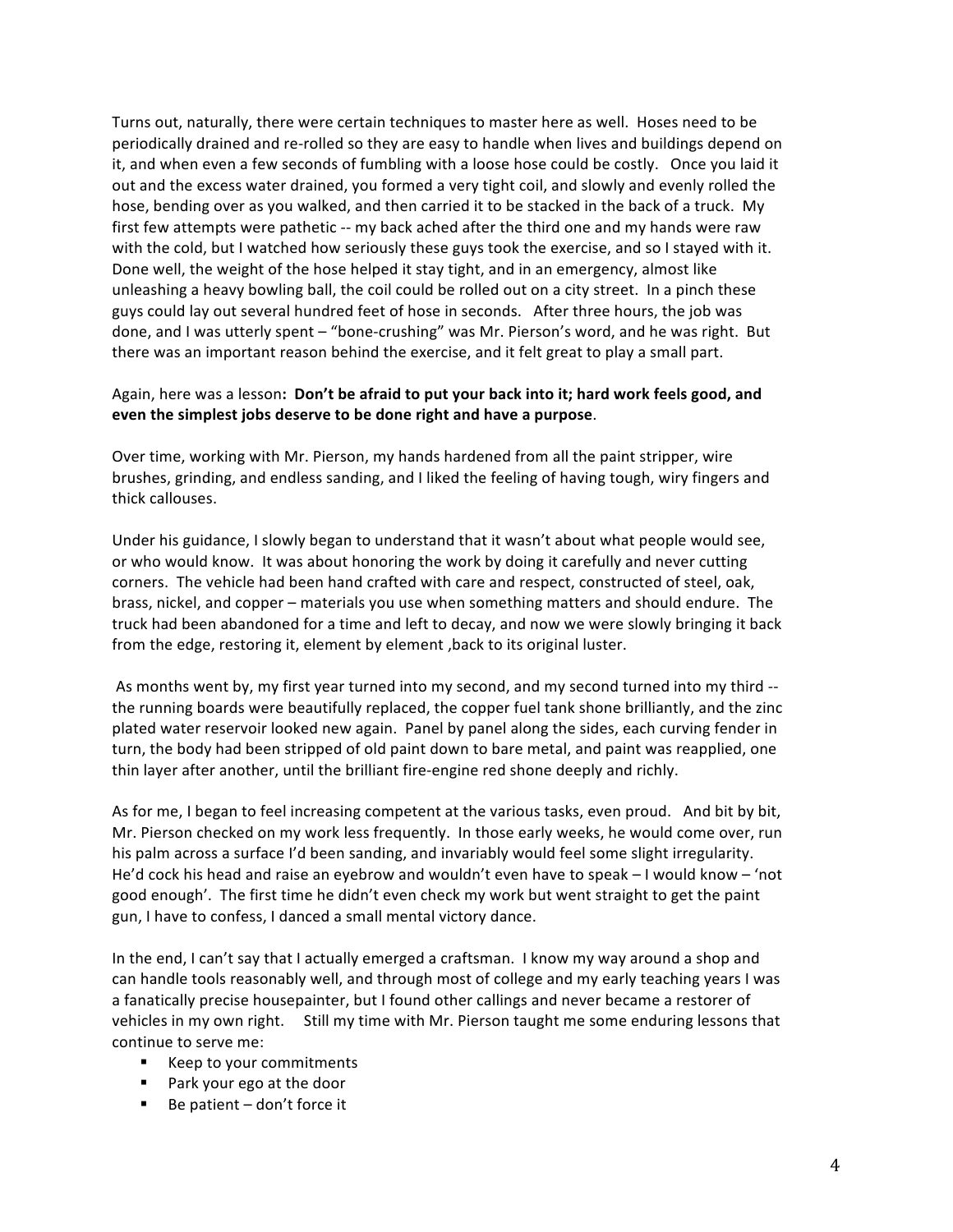Turns out, naturally, there were certain techniques to master here as well. Hoses need to be periodically drained and re-rolled so they are easy to handle when lives and buildings depend on it, and when even a few seconds of fumbling with a loose hose could be costly. Once you laid it out and the excess water drained, you formed a very tight coil, and slowly and evenly rolled the hose, bending over as you walked, and then carried it to be stacked in the back of a truck. My first few attempts were pathetic -- my back ached after the third one and my hands were raw with the cold, but I watched how seriously these guys took the exercise, and so I stayed with it. Done well, the weight of the hose helped it stay tight, and in an emergency, almost like unleashing a heavy bowling ball, the coil could be rolled out on a city street. In a pinch these guys could lay out several hundred feet of hose in seconds. After three hours, the job was done, and I was utterly spent – "bone-crushing" was Mr. Pierson's word, and he was right. But there was an important reason behind the exercise, and it felt great to play a small part.

Again, here was a lesson**: Don't be afraid to put your back into it; hard work feels good, and even the simplest jobs deserve to be done right and have a purpose**.

Over time, working with Mr. Pierson, my hands hardened from all the paint stripper, wire brushes, grinding, and endless sanding, and I liked the feeling of having tough, wiry fingers and thick callouses.

Under his guidance, I slowly began to understand that it wasn't about what people would see, or who would know. It was about honoring the work by doing it carefully and never cutting corners. The vehicle had been hand crafted with care and respect, constructed of steel, oak, brass, nickel, and copper – materials you use when something matters and should endure. The truck had been abandoned for a time and left to decay, and now we were slowly bringing it back from the edge, restoring it, element by element ,back to its original luster.

As months went by, my first year turned into my second, and my second turned into my third -- the running boards were beautifully replaced, the copper fuel tank shone brilliantly, and the zinc plated water reservoir looked new again. Panel by panel along the sides, each curving fender in turn, the body had been stripped of old paint down to bare metal, and paint was reapplied, one thin layer after another, until the brilliant fire-engine red shone deeply and richly.

As for me, I began to feel increasing competent at the various tasks, even proud. And bit by bit, Mr. Pierson checked on my work less frequently. In those early weeks, he would come over, run his palm across a surface I'd been sanding, and invariably would feel some slight irregularity. He'd cock his head and raise an eyebrow and wouldn't even have to speak – I would know – 'not good enough'. The first time he didn't even check my work but went straight to get the paint gun, I have to confess, I danced a small mental victory dance.

In the end, I can't say that I actually emerged a craftsman. I know my way around a shop and can handle tools reasonably well, and through most of college and my early teaching years I was a fanatically precise housepainter, but I found other callings and never became a restorer of vehicles in my own right. Still my time with Mr. Pierson taught me some enduring lessons that continue to serve me:

- Keep to your commitments
- Park your ego at the door
- Be patient – don't force it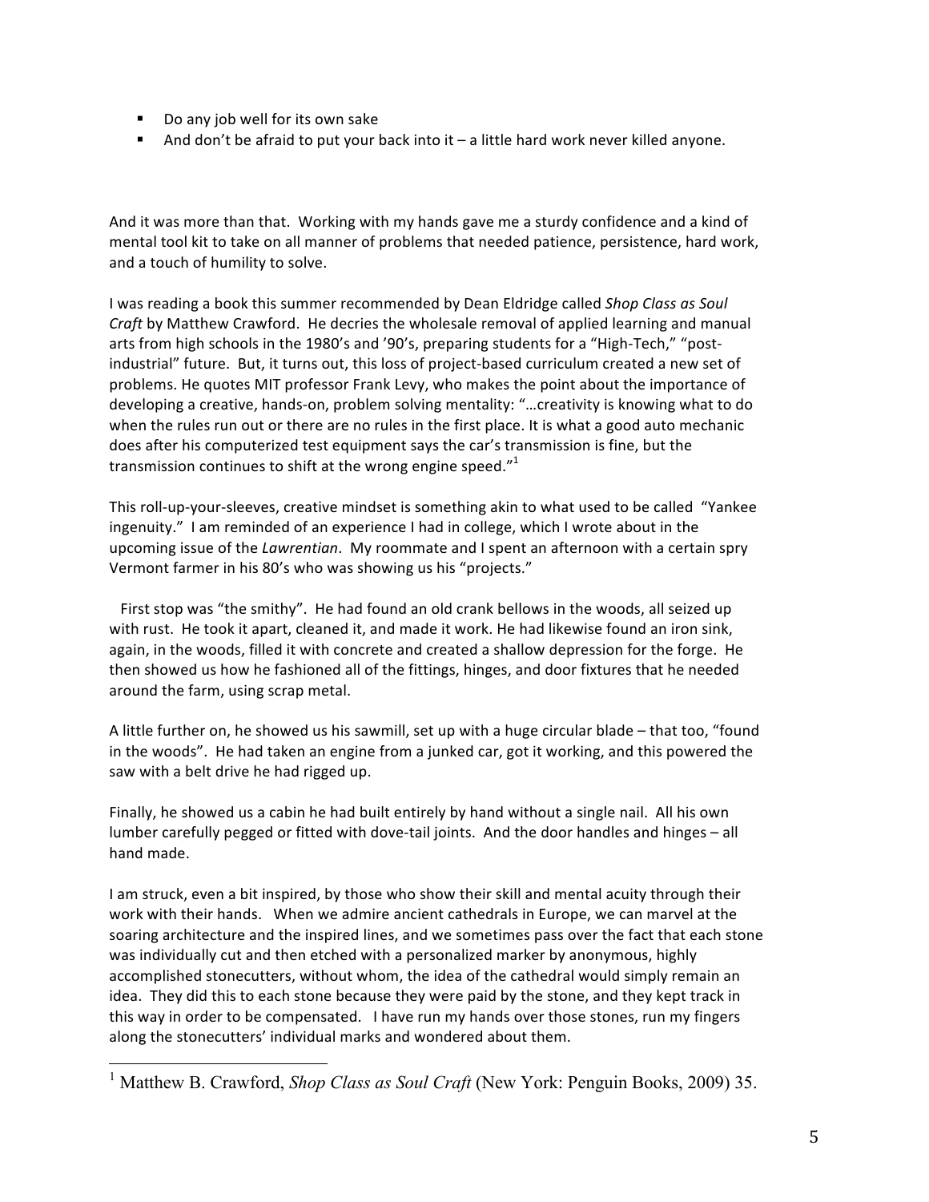- Do any job well for its own sake
- And don't be afraid to put your back into it – a little hard work never killed anyone.

And it was more than that. Working with my hands gave me a sturdy confidence and a kind of mental tool kit to take on all manner of problems that needed patience, persistence, hard work, and a touch of humility to solve.

I was reading a book this summer recommended by Dean Eldridge called *Shop Class as Soul Craft* by Matthew Crawford. He decries the wholesale removal of applied learning and manual arts from high schools in the 1980's and '90's, preparing students for a "High-Tech," "post-industrial" future. But, it turns out, this loss of project-based curriculum created a new set of problems. He quotes MIT professor Frank Levy, who makes the point about the importance of developing a creative, hands-on, problem solving mentality: "…creativity is knowing what to do when the rules run out or there are no rules in the first place. It is what a good auto mechanic does after his computerized test equipment says the car's transmission is fine, but the transmission continues to shift at the wrong engine speed."[1]

This roll-up-your-sleeves, creative mindset is something akin to what used to be called "Yankee ingenuity." I am reminded of an experience I had in college, which I wrote about in the upcoming issue of the *Lawrentian*. My roommate and I spent an afternoon with a certain spry Vermont farmer in his 80's who was showing us his "projects."

First stop was "the smithy". He had found an old crank bellows in the woods, all seized up with rust. He took it apart, cleaned it, and made it work. He had likewise found an iron sink, again, in the woods, filled it with concrete and created a shallow depression for the forge. He then showed us how he fashioned all of the fittings, hinges, and door fixtures that he needed around the farm, using scrap metal.

A little further on, he showed us his sawmill, set up with a huge circular blade – that too, "found in the woods". He had taken an engine from a junked car, got it working, and this powered the saw with a belt drive he had rigged up.

Finally, he showed us a cabin he had built entirely by hand without a single nail. All his own lumber carefully pegged or fitted with dove-tail joints. And the door handles and hinges – all hand made.

I am struck, even a bit inspired, by those who show their skill and mental acuity through their work with their hands. When we admire ancient cathedrals in Europe, we can marvel at the soaring architecture and the inspired lines, and we sometimes pass over the fact that each stone was individually cut and then etched with a personalized marker by anonymous, highly accomplished stonecutters, without whom, the idea of the cathedral would simply remain an idea. They did this to each stone because they were paid by the stone, and they kept track in this way in order to be compensated. I have run my hands over those stones, run my fingers along the stonecutters' individual marks and wondered about them.

---

[1] Matthew B. Crawford, *Shop Class as Soul Craft* (New York: Penguin Books, 2009) 35.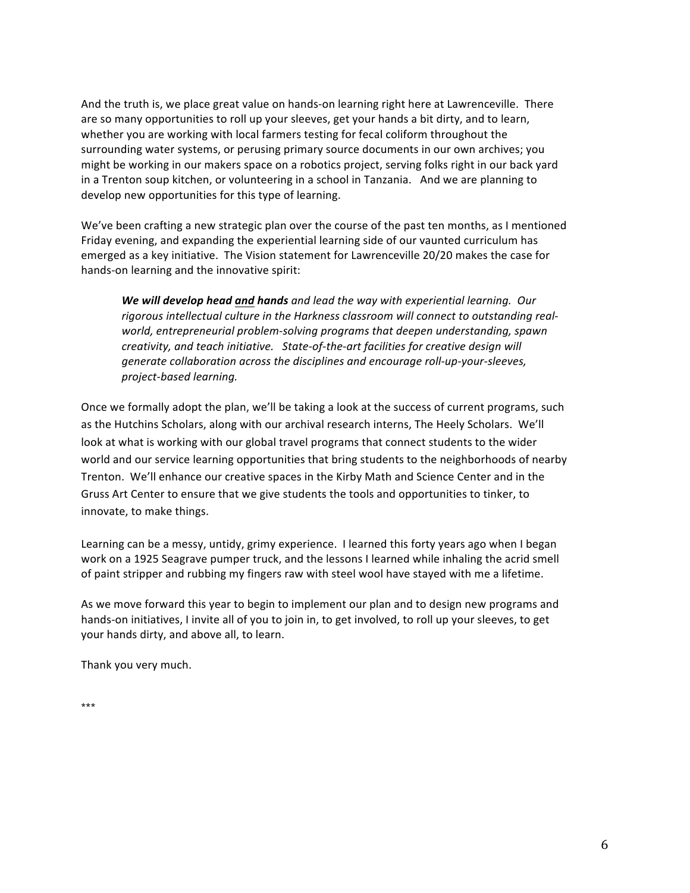And the truth is, we place great value on hands-on learning right here at Lawrenceville. There are so many opportunities to roll up your sleeves, get your hands a bit dirty, and to learn, whether you are working with local farmers testing for fecal coliform throughout the surrounding water systems, or perusing primary source documents in our own archives; you might be working in our makers space on a robotics project, serving folks right in our back yard in a Trenton soup kitchen, or volunteering in a school in Tanzania. And we are planning to develop new opportunities for this type of learning.

We've been crafting a new strategic plan over the course of the past ten months, as I mentioned Friday evening, and expanding the experiential learning side of our vaunted curriculum has emerged as a key initiative. The Vision statement for Lawrenceville 20/20 makes the case for hands-on learning and the innovative spirit:

> ***We will develop head <u>and</u> hands*** *and lead the way with experiential learning. Our rigorous intellectual culture in the Harkness classroom will connect to outstanding real-world, entrepreneurial problem-solving programs that deepen understanding, spawn creativity, and teach initiative. State-of-the-art facilities for creative design will generate collaboration across the disciplines and encourage roll-up-your-sleeves, project-based learning.*

Once we formally adopt the plan, we'll be taking a look at the success of current programs, such as the Hutchins Scholars, along with our archival research interns, The Heely Scholars. We'll look at what is working with our global travel programs that connect students to the wider world and our service learning opportunities that bring students to the neighborhoods of nearby Trenton. We'll enhance our creative spaces in the Kirby Math and Science Center and in the Gruss Art Center to ensure that we give students the tools and opportunities to tinker, to innovate, to make things.

Learning can be a messy, untidy, grimy experience. I learned this forty years ago when I began work on a 1925 Seagrave pumper truck, and the lessons I learned while inhaling the acrid smell of paint stripper and rubbing my fingers raw with steel wool have stayed with me a lifetime.

As we move forward this year to begin to implement our plan and to design new programs and hands-on initiatives, I invite all of you to join in, to get involved, to roll up your sleeves, to get your hands dirty, and above all, to learn.

Thank you very much.

***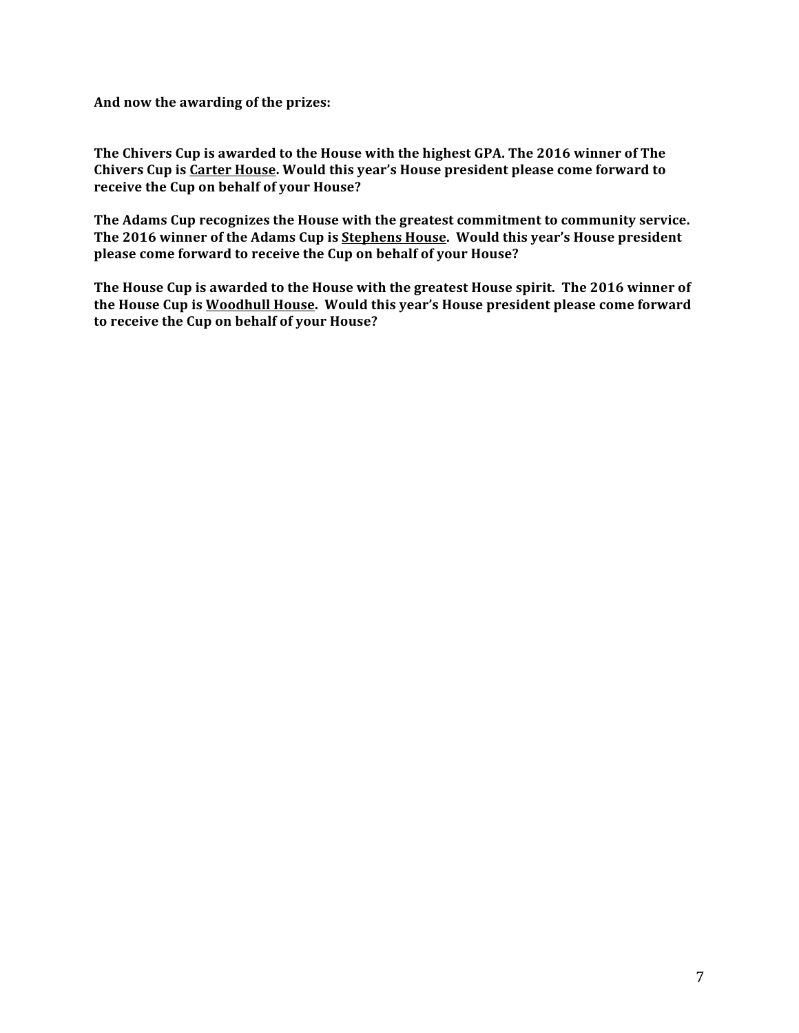**And now the awarding of the prizes:**

**The Chivers Cup is awarded to the House with the highest GPA. The 2016 winner of The Chivers Cup is <u>Carter House</u>. Would this year's House president please come forward to receive the Cup on behalf of your House?**

**The Adams Cup recognizes the House with the greatest commitment to community service. The 2016 winner of the Adams Cup is <u>Stephens House</u>. Would this year's House president please come forward to receive the Cup on behalf of your House?**

**The House Cup is awarded to the House with the greatest House spirit. The 2016 winner of the House Cup is <u>Woodhull House</u>. Would this year's House president please come forward to receive the Cup on behalf of your House?**